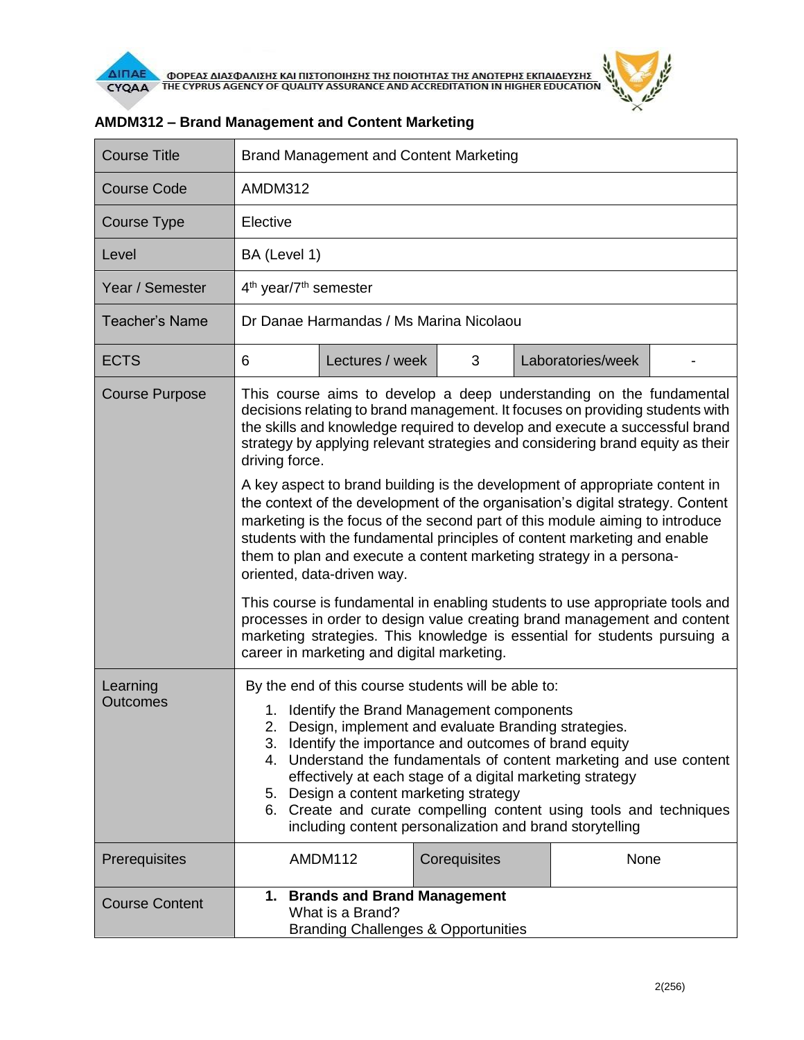## AMDM312 – Brand Management and Content Marketing

| Course Title | Brand Management and Content Marketing | | | | |
|---|---|---|---|---|---|
| Course Code | AMDM312 | | | | |
| Course Type | Elective | | | | |
| Level | BA (Level 1) | | | | |
| Year / Semester | 4th year/7th semester | | | | |
| Teacher's Name | Dr Danae Harmandas / Ms Marina Nicolaou | | | | |
| ECTS | 6 | Lectures / week | 3 | Laboratories/week | - |
| Course Purpose | This course aims to develop a deep understanding on the fundamental decisions relating to brand management. It focuses on providing students with the skills and knowledge required to develop and execute a successful brand strategy by applying relevant strategies and considering brand equity as their driving force.<br><br>A key aspect to brand building is the development of appropriate content in the context of the development of the organisation's digital strategy. Content marketing is the focus of the second part of this module aiming to introduce students with the fundamental principles of content marketing and enable them to plan and execute a content marketing strategy in a persona-oriented, data-driven way.<br><br>This course is fundamental in enabling students to use appropriate tools and processes in order to design value creating brand management and content marketing strategies. This knowledge is essential for students pursuing a career in marketing and digital marketing. | | | | |
| Learning Outcomes | By the end of this course students will be able to:<br>1. Identify the Brand Management components<br>2. Design, implement and evaluate Branding strategies.<br>3. Identify the importance and outcomes of brand equity<br>4. Understand the fundamentals of content marketing and use content effectively at each stage of a digital marketing strategy<br>5. Design a content marketing strategy<br>6. Create and curate compelling content using tools and techniques including content personalization and brand storytelling | | | | |
| Prerequisites | AMDM112 | Corequisites | None | | |
| Course Content | **1. Brands and Brand Management**<br>What is a Brand?<br>Branding Challenges & Opportunities | | | | |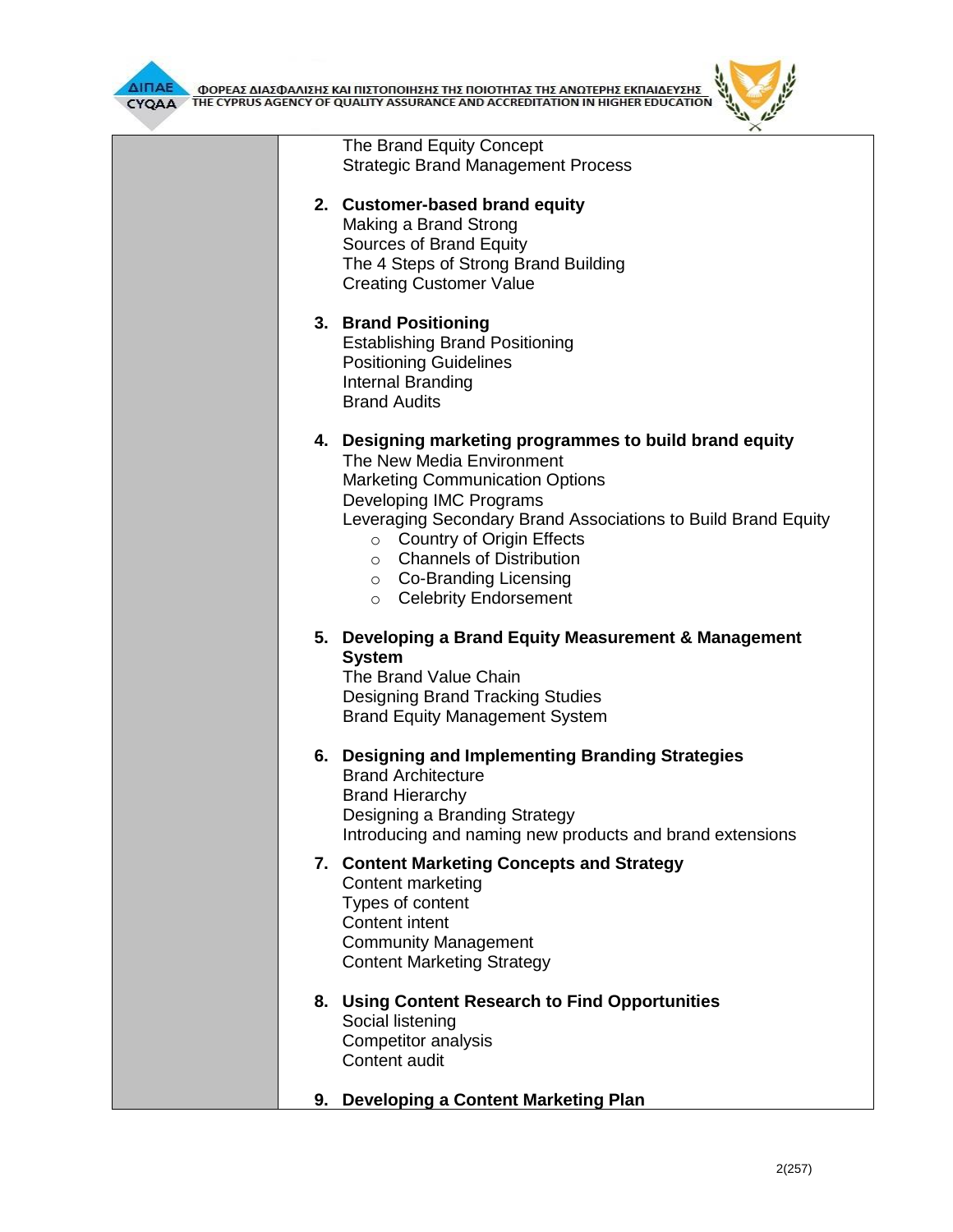The Brand Equity Concept
Strategic Brand Management Process

2. **Customer-based brand equity**
   Making a Brand Strong
   Sources of Brand Equity
   The 4 Steps of Strong Brand Building
   Creating Customer Value

3. **Brand Positioning**
   Establishing Brand Positioning
   Positioning Guidelines
   Internal Branding
   Brand Audits

4. **Designing marketing programmes to build brand equity**
   The New Media Environment
   Marketing Communication Options
   Developing IMC Programs
   Leveraging Secondary Brand Associations to Build Brand Equity
   - Country of Origin Effects
   - Channels of Distribution
   - Co-Branding Licensing
   - Celebrity Endorsement

5. **Developing a Brand Equity Measurement & Management System**
   The Brand Value Chain
   Designing Brand Tracking Studies
   Brand Equity Management System

6. **Designing and Implementing Branding Strategies**
   Brand Architecture
   Brand Hierarchy
   Designing a Branding Strategy
   Introducing and naming new products and brand extensions

7. **Content Marketing Concepts and Strategy**
   Content marketing
   Types of content
   Content intent
   Community Management
   Content Marketing Strategy

8. **Using Content Research to Find Opportunities**
   Social listening
   Competitor analysis
   Content audit

9. **Developing a Content Marketing Plan**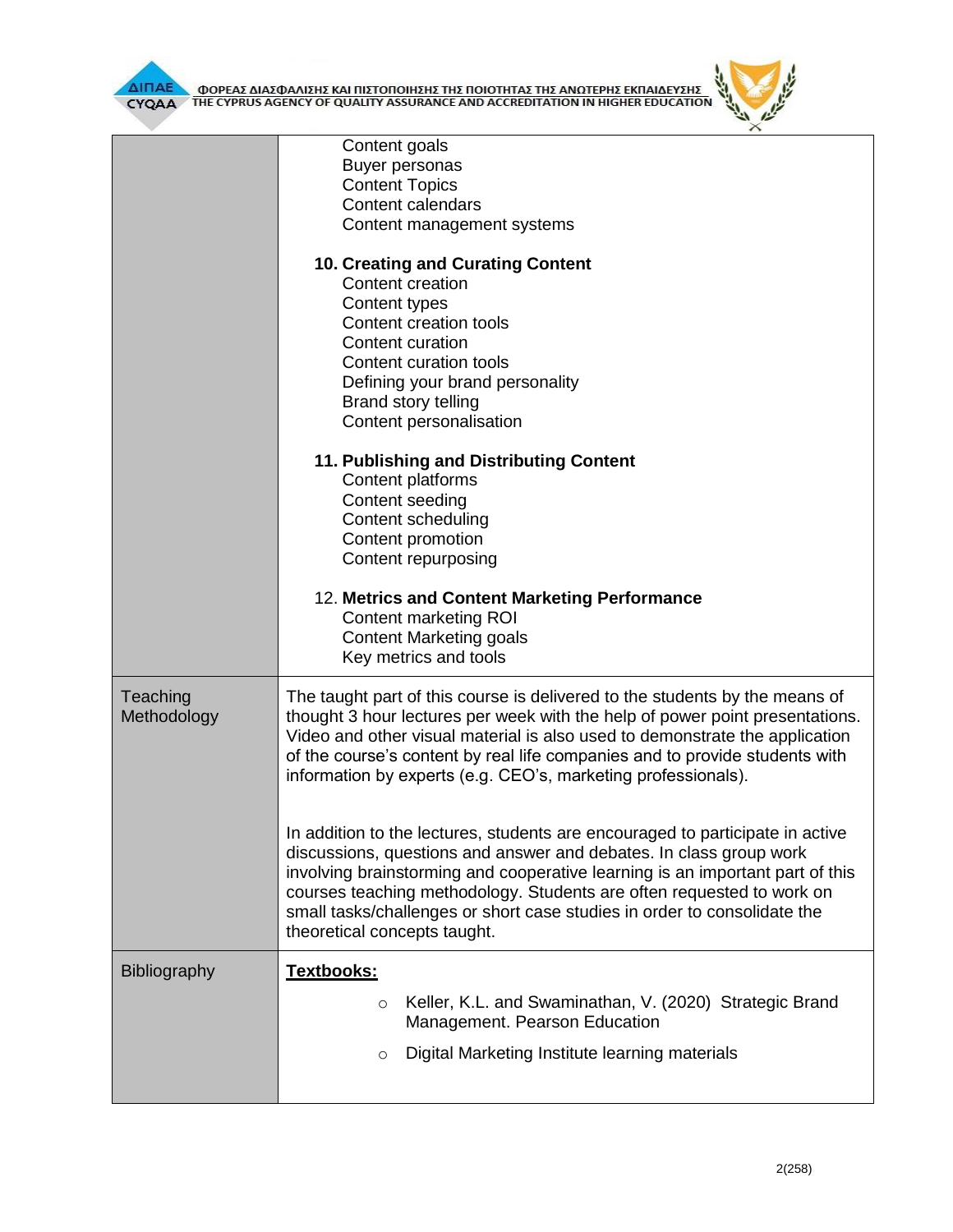| | |
|---|---|
| | Content goals<br>Buyer personas<br>Content Topics<br>Content calendars<br>Content management systems<br><br>**10. Creating and Curating Content**<br>Content creation<br>Content types<br>Content creation tools<br>Content curation<br>Content curation tools<br>Defining your brand personality<br>Brand story telling<br>Content personalisation<br><br>**11. Publishing and Distributing Content**<br>Content platforms<br>Content seeding<br>Content scheduling<br>Content promotion<br>Content repurposing<br><br>12. **Metrics and Content Marketing Performance**<br>Content marketing ROI<br>Content Marketing goals<br>Key metrics and tools |
| Teaching Methodology | The taught part of this course is delivered to the students by the means of thought 3 hour lectures per week with the help of power point presentations. Video and other visual material is also used to demonstrate the application of the course's content by real life companies and to provide students with information by experts (e.g. CEO's, marketing professionals).<br><br>In addition to the lectures, students are encouraged to participate in active discussions, questions and answer and debates. In class group work involving brainstorming and cooperative learning is an important part of this courses teaching methodology. Students are often requested to work on small tasks/challenges or short case studies in order to consolidate the theoretical concepts taught. |
| Bibliography | **Textbooks:**<br>◦ Keller, K.L. and Swaminathan, V. (2020) Strategic Brand Management. Pearson Education<br>◦ Digital Marketing Institute learning materials |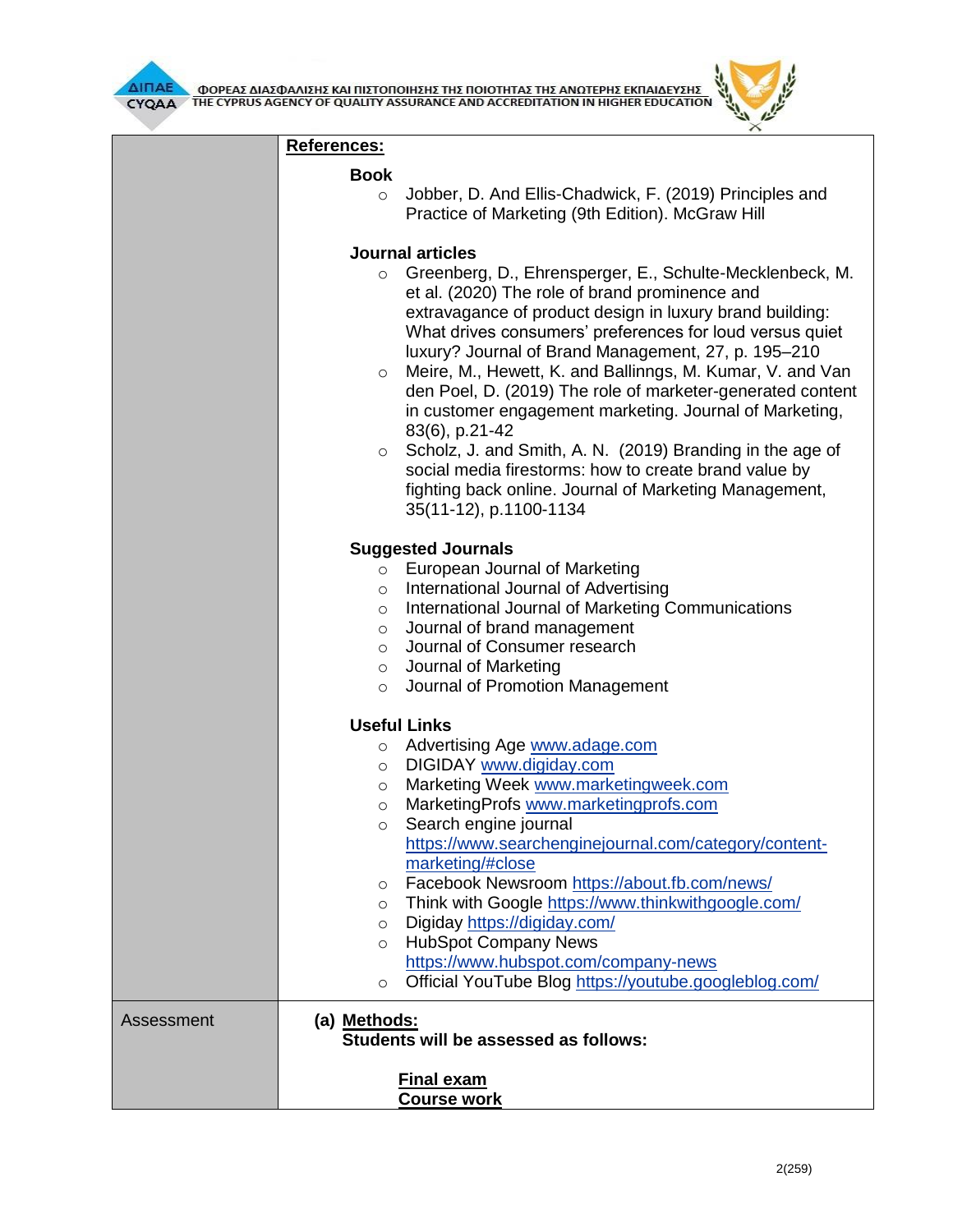| | |
|---|---|
| | **References:**<br><br>**Book**<br>- Jobber, D. And Ellis-Chadwick, F. (2019) Principles and Practice of Marketing (9th Edition). McGraw Hill<br><br>**Journal articles**<br>- Greenberg, D., Ehrensperger, E., Schulte-Mecklenbeck, M. et al. (2020) The role of brand prominence and extravagance of product design in luxury brand building: What drives consumers' preferences for loud versus quiet luxury? Journal of Brand Management, 27, p. 195–210<br>- Meire, M., Hewett, K. and Ballinngs, M. Kumar, V. and Van den Poel, D. (2019) The role of marketer-generated content in customer engagement marketing. Journal of Marketing, 83(6), p.21-42<br>- Scholz, J. and Smith, A. N. (2019) Branding in the age of social media firestorms: how to create brand value by fighting back online. Journal of Marketing Management, 35(11-12), p.1100-1134<br><br>**Suggested Journals**<br>- European Journal of Marketing<br>- International Journal of Advertising<br>- International Journal of Marketing Communications<br>- Journal of brand management<br>- Journal of Consumer research<br>- Journal of Marketing<br>- Journal of Promotion Management<br><br>**Useful Links**<br>- Advertising Age www.adage.com<br>- DIGIDAY www.digiday.com<br>- Marketing Week www.marketingweek.com<br>- MarketingProfs www.marketingprofs.com<br>- Search engine journal https://www.searchenginejournal.com/category/content-marketing/#close<br>- Facebook Newsroom https://about.fb.com/news/<br>- Think with Google https://www.thinkwithgoogle.com/<br>- Digiday https://digiday.com/<br>- HubSpot Company News https://www.hubspot.com/company-news<br>- Official YouTube Blog https://youtube.googleblog.com/ |
| Assessment | (a) **Methods:**<br>**Students will be assessed as follows:**<br><br>**Final exam**<br>**Course work** |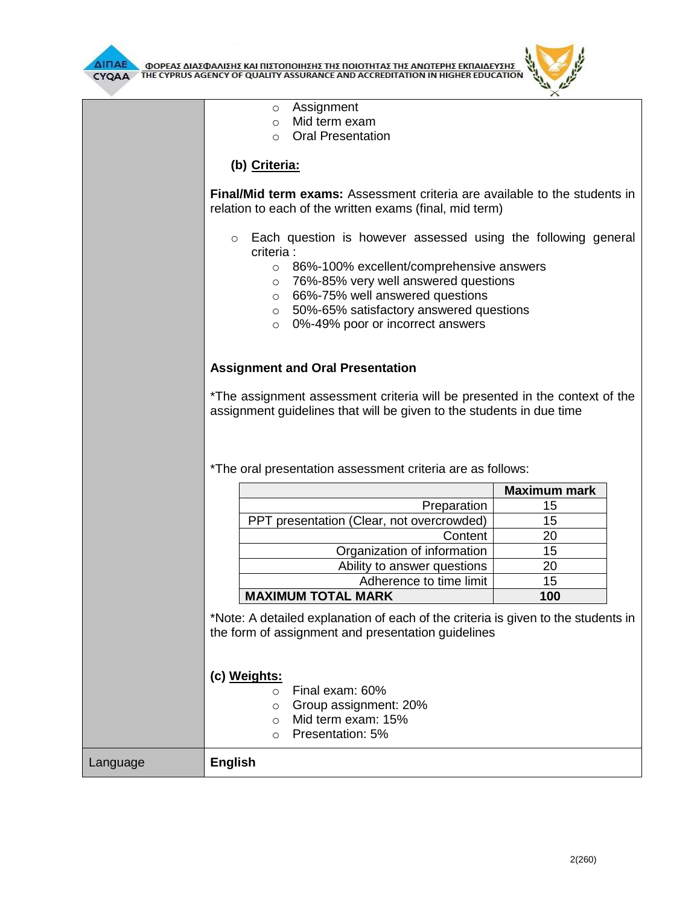- Assignment
- Mid term exam
- Oral Presentation

**(b) Criteria:**

**Final/Mid term exams:** Assessment criteria are available to the students in relation to each of the written exams (final, mid term)

- Each question is however assessed using the following general criteria :
  - 86%-100% excellent/comprehensive answers
  - 76%-85% very well answered questions
  - 66%-75% well answered questions
  - 50%-65% satisfactory answered questions
  - 0%-49% poor or incorrect answers

**Assignment and Oral Presentation**

*The assignment assessment criteria will be presented in the context of the assignment guidelines that will be given to the students in due time

*The oral presentation assessment criteria are as follows:

| | **Maximum mark** |
|---|---|
| Preparation | 15 |
| PPT presentation (Clear, not overcrowded) | 15 |
| Content | 20 |
| Organization of information | 15 |
| Ability to answer questions | 20 |
| Adherence to time limit | 15 |
| **MAXIMUM TOTAL MARK** | **100** |

*Note: A detailed explanation of each of the criteria is given to the students in the form of assignment and presentation guidelines

**(c) Weights:**

- Final exam: 60%
- Group assignment: 20%
- Mid term exam: 15%
- Presentation: 5%

| | |
|---|---|
| Language | **English** |